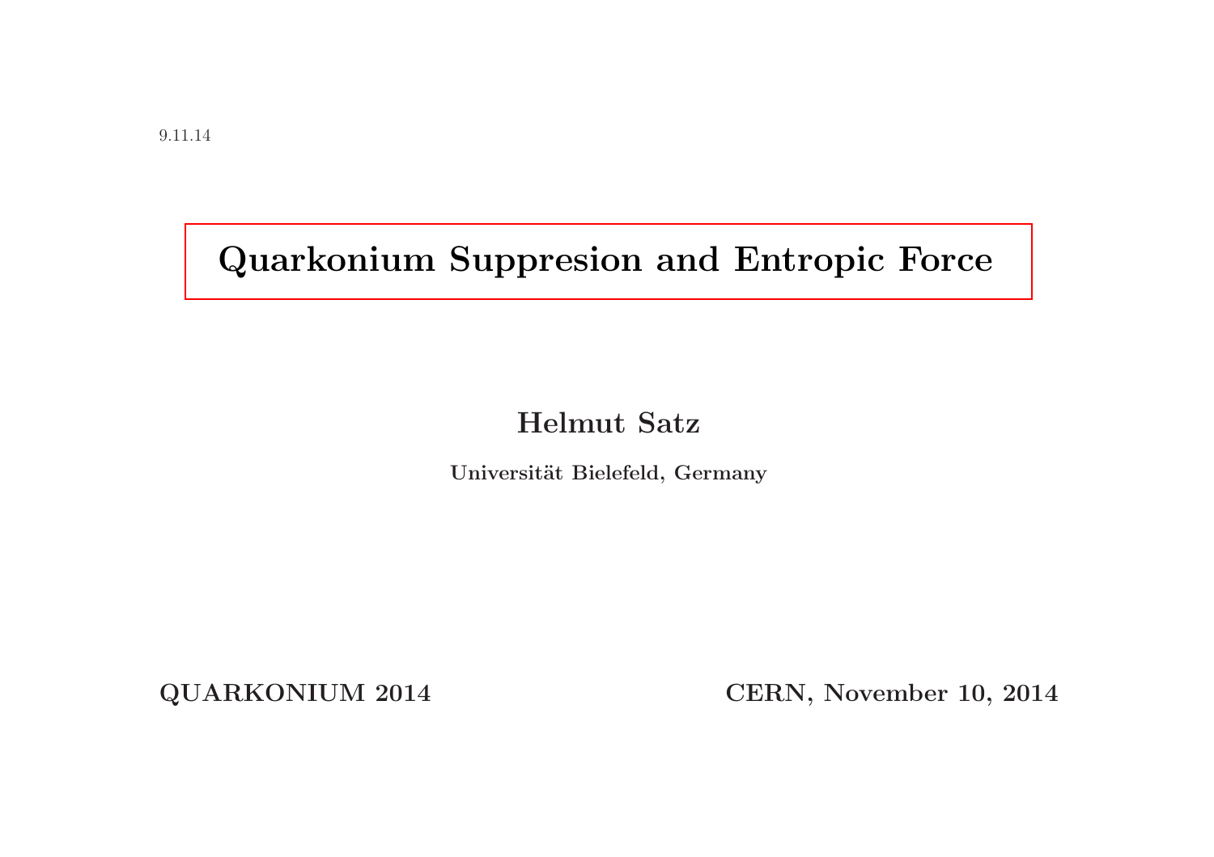9.11.14

# Quarkonium Suppresion and Entropic Force

**Helmut Satz**

**Universität Bielefeld, Germany**

**QUARKONIUM 2014** **CERN, November 10, 2014**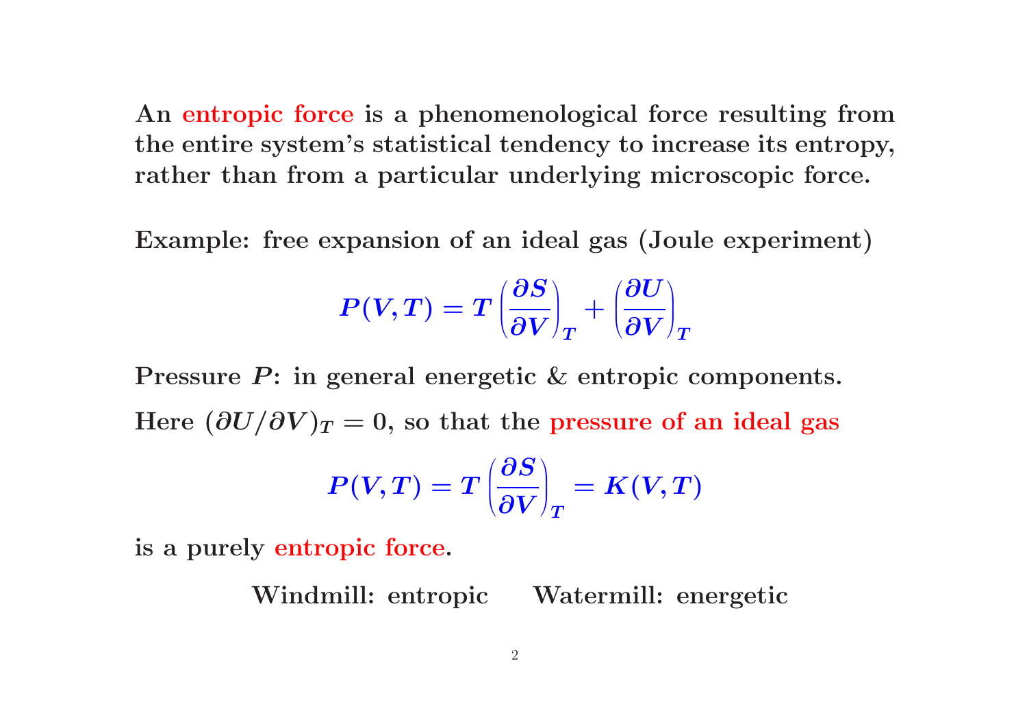An entropic force is a phenomenological force resulting from the entire system's statistical tendency to increase its entropy, rather than from a particular underlying microscopic force.

Example: free expansion of an ideal gas (Joule experiment)

$$P(V,T) = T\left(\frac{\partial S}{\partial V}\right)_T + \left(\frac{\partial U}{\partial V}\right)_T$$

Pressure $P$: in general energetic & entropic components.

Here $(\partial U/\partial V)_T = 0$, so that the pressure of an ideal gas

$$P(V,T) = T\left(\frac{\partial S}{\partial V}\right)_T = K(V,T)$$

is a purely entropic force.

Windmill: entropic    Watermill: energetic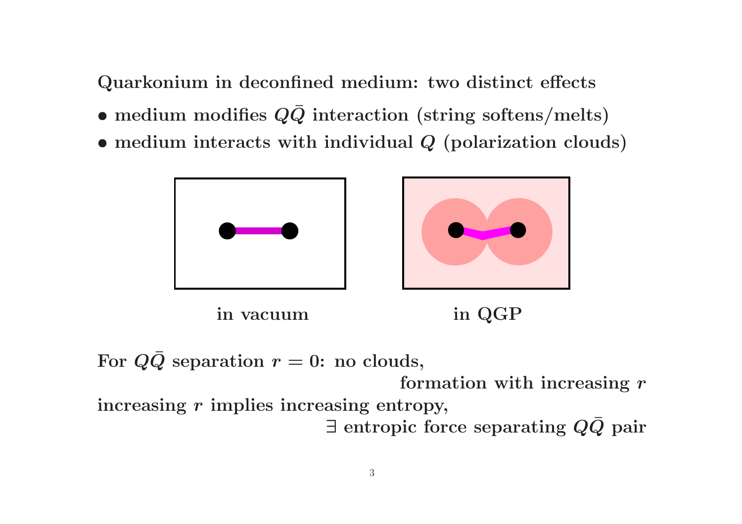**Quarkonium in deconfined medium: two distinct effects**

- **medium modifies $Q\bar{Q}$ interaction (string softens/melts)**
- **medium interacts with individual $Q$ (polarization clouds)**

in vacuum

in QGP

**For $Q\bar{Q}$ separation $r = 0$: no clouds,**

**formation with increasing $r$**

**increasing $r$ implies increasing entropy,**

**$\exists$ entropic force separating $Q\bar{Q}$ pair**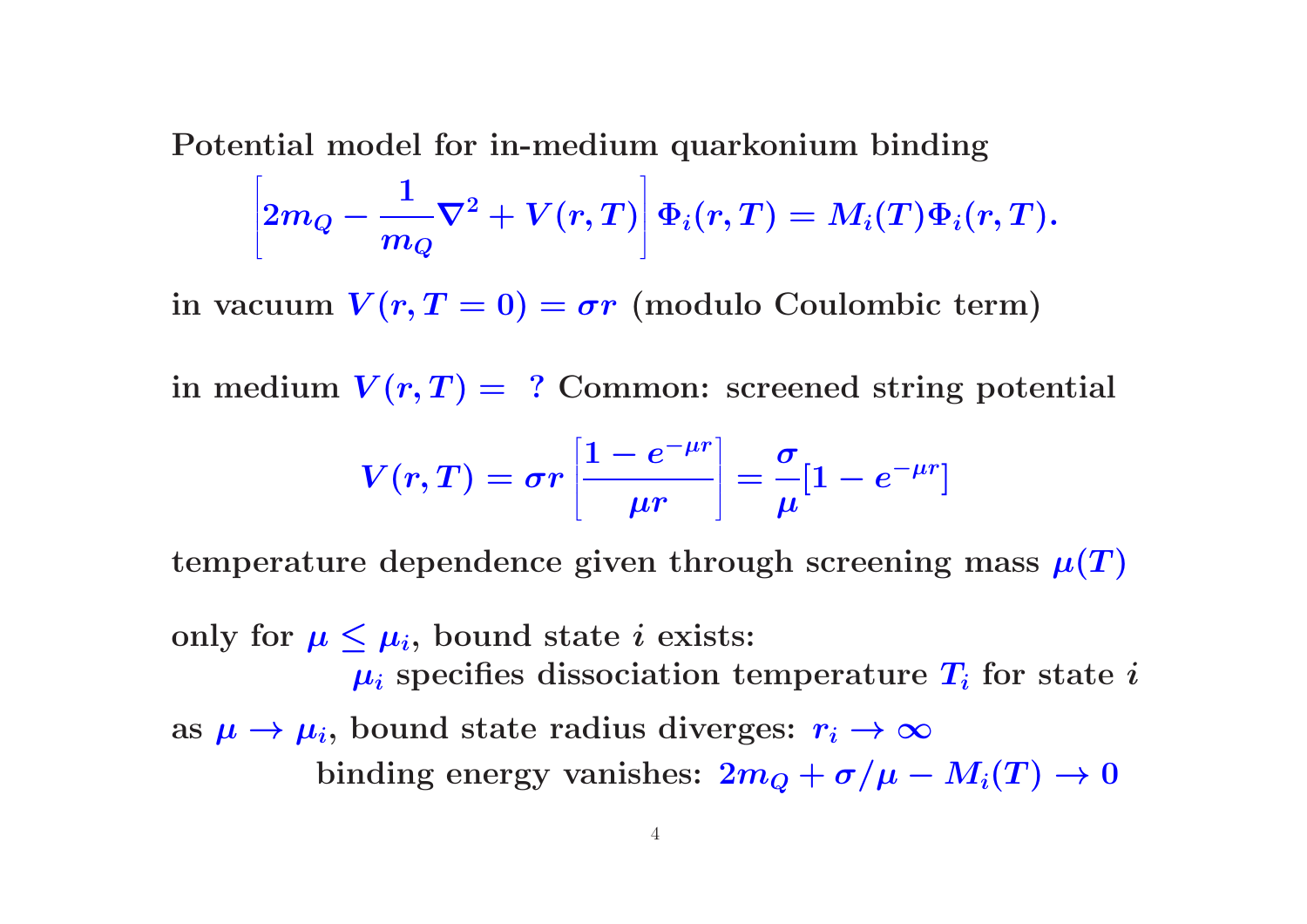**Potential model for in-medium quarkonium binding**

$$\left[2m_Q - \frac{1}{m_Q}\nabla^2 + V(r,T)\right]\Phi_i(r,T) = M_i(T)\Phi_i(r,T).$$

**in vacuum $V(r, T = 0) = \sigma r$ (modulo Coulombic term)**

**in medium $V(r,T) =$ ? Common: screened string potential**

$$V(r,T) = \sigma r \left[\frac{1 - e^{-\mu r}}{\mu r}\right] = \frac{\sigma}{\mu}[1 - e^{-\mu r}]$$

**temperature dependence given through screening mass $\mu(T)$**

**only for $\mu \leq \mu_i$, bound state $i$ exists:**
**$\mu_i$ specifies dissociation temperature $T_i$ for state $i$**

**as $\mu \to \mu_i$, bound state radius diverges: $r_i \to \infty$**
**binding energy vanishes: $2m_Q + \sigma/\mu - M_i(T) \to 0$**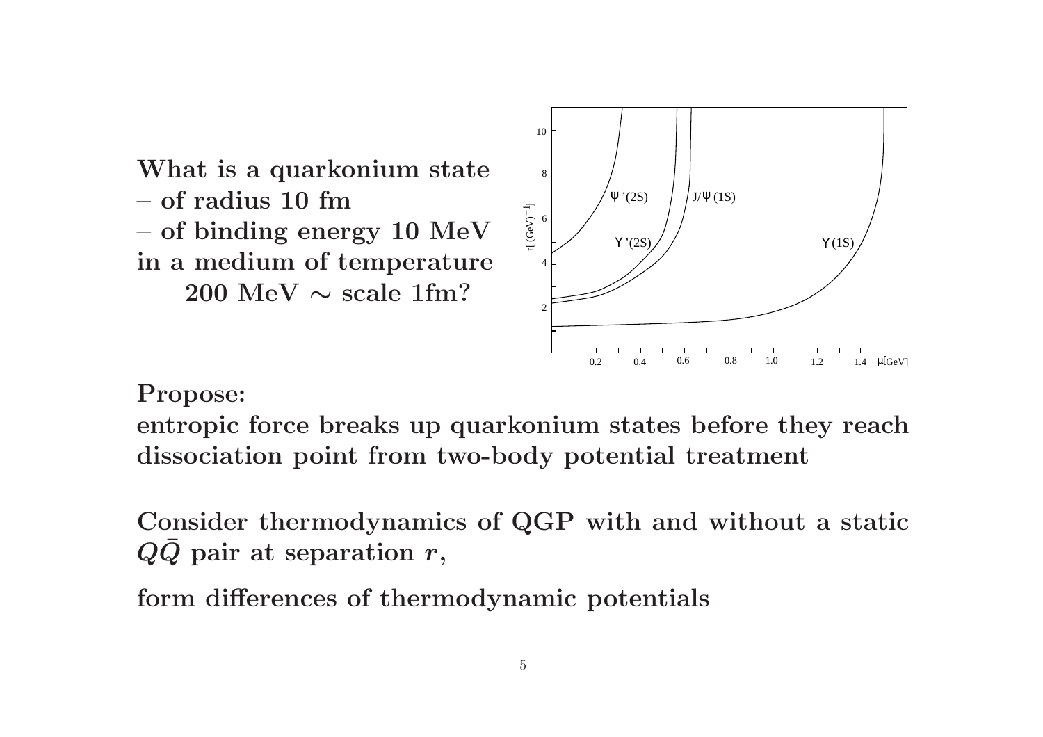**What is a quarkonium state**
**– of radius 10 fm**
**– of binding energy 10 MeV**
**in a medium of temperature**
**200 MeV $\sim$ scale 1fm?**

10
8
6
4
2
r[(GeV)$^{-1}$]
$\psi$'(2S)
J/$\psi$(1S)
$\Upsilon$'(2S)
$\Upsilon$(1S)
0.2
0.4
0.6
0.8
1.0
1.2
1.4
$\mu$[GeV]

**Propose:**

**entropic force breaks up quarkonium states before they reach dissociation point from two-body potential treatment**

**Consider thermodynamics of QGP with and without a static $Q\bar{Q}$ pair at separation $r$,**

**form differences of thermodynamic potentials**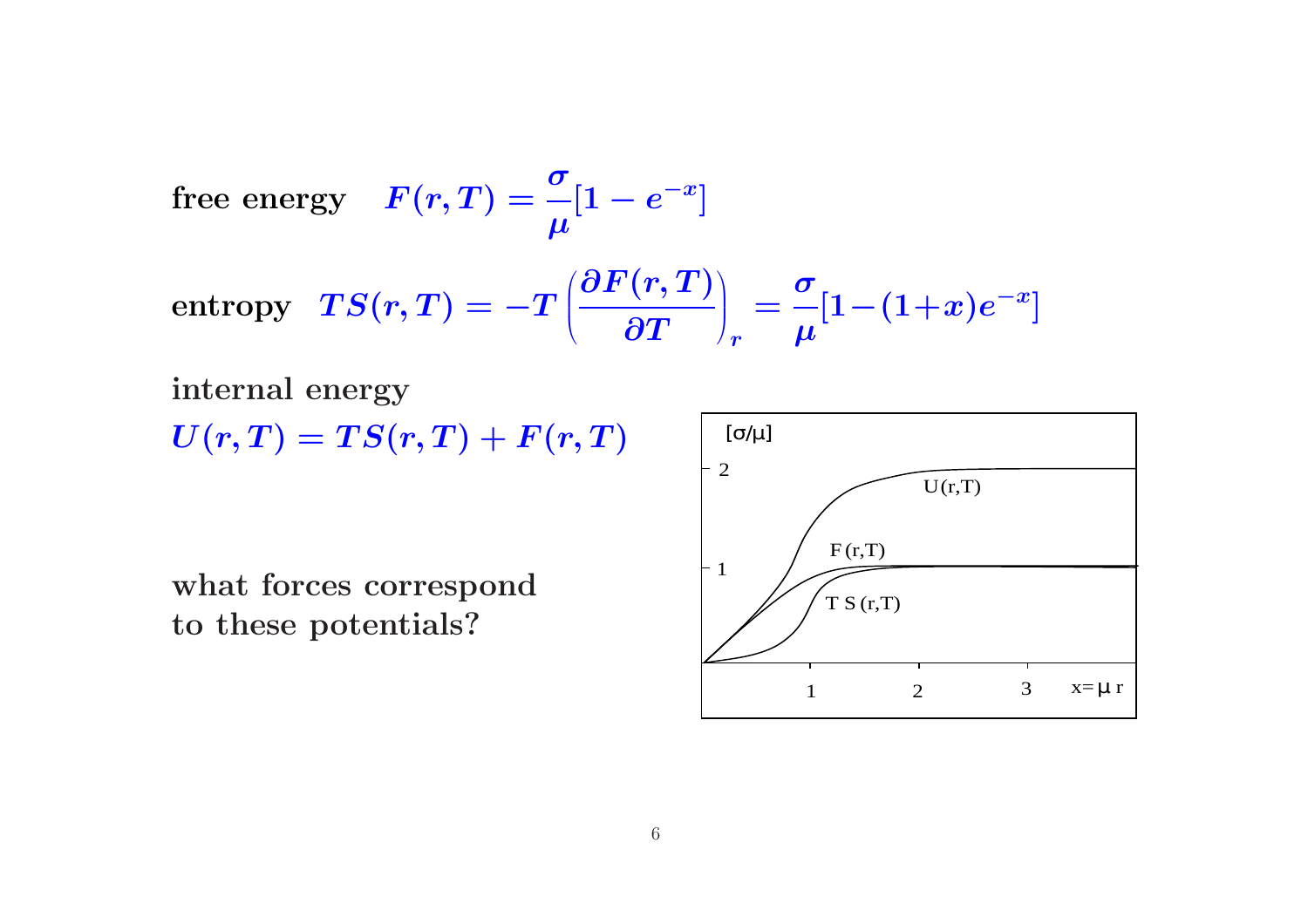**free energy** $F(r,T) = \dfrac{\sigma}{\mu}[1 - e^{-x}]$

**entropy** $TS(r,T) = -T \left( \dfrac{\partial F(r,T)}{\partial T} \right)_r = \dfrac{\sigma}{\mu}[1 - (1+x)e^{-x}]$

**internal energy**

$U(r,T) = TS(r,T) + F(r,T)$

**what forces correspond to these potentials?**

[σ/μ]

2

1

U(r,T)

F (r,T)

T S (r,T)

1

2

3

x= μ r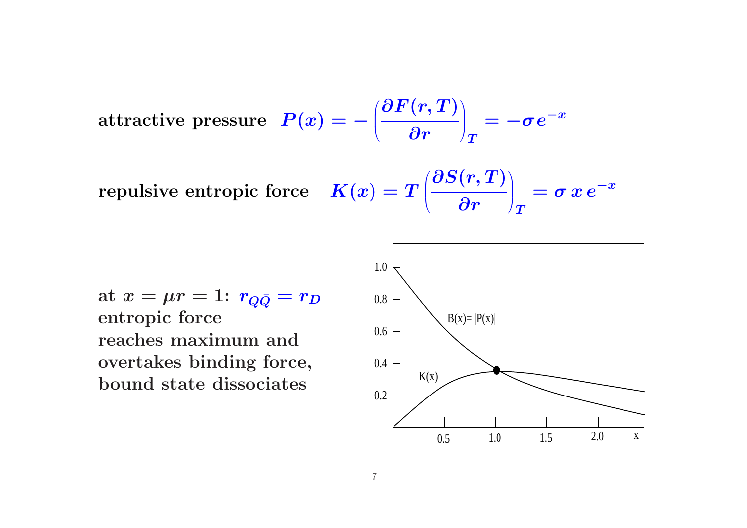**attractive pressure** $P(x) = -\left(\dfrac{\partial F(r,T)}{\partial r}\right)_T = -\sigma\, e^{-x}$

**repulsive entropic force** $K(x) = T\left(\dfrac{\partial S(r,T)}{\partial r}\right)_T = \sigma\, x\, e^{-x}$

**at $x = \mu r = 1$: $r_{Q\bar{Q}} = r_D$**
**entropic force**
**reaches maximum and**
**overtakes binding force,**
**bound state dissociates**

1.0
0.8
0.6
0.4
0.2
0.5
1.0
1.5
2.0
x
B(x)= |P(x)|
K(x)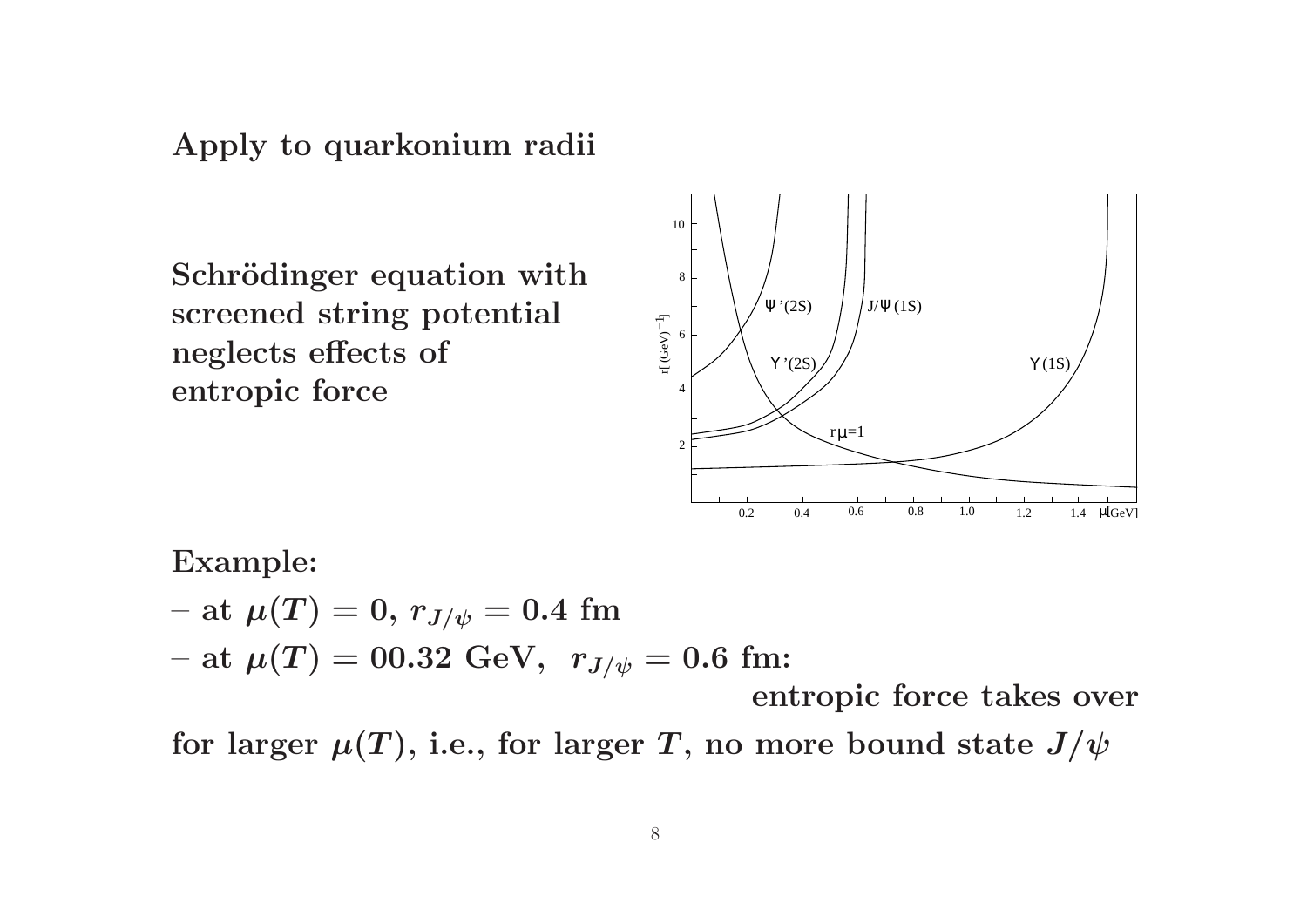## Apply to quarkonium radii

Schrödinger equation with screened string potential neglects effects of entropic force

r[(GeV)$^{-1}$]

10

8

6

4

2

0.2 0.4 0.6 0.8 1.0 1.2 1.4 μ[GeV]

Ψ'(2S)

J/Ψ(1S)

ϒ'(2S)

ϒ(1S)

rμ=1

**Example:**

– at $\mu(T) = 0$, $r_{J/\psi} = 0.4$ fm

– at $\mu(T) = 00.32$ GeV, $r_{J/\psi} = 0.6$ fm:

entropic force takes over

for larger $\mu(T)$, i.e., for larger $T$, no more bound state $J/\psi$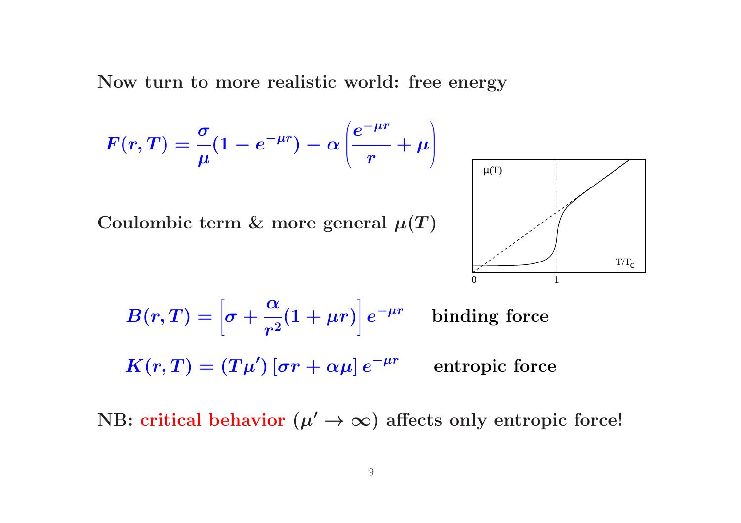Now turn to more realistic world: free energy

$$F(r,T) = \frac{\sigma}{\mu}(1 - e^{-\mu r}) - \alpha \left( \frac{e^{-\mu r}}{r} + \mu \right)$$

Coulombic term & more general $\mu(T)$

μ(T)

T/T$_c$

0

1

$$B(r,T) = \left[ \sigma + \frac{\alpha}{r^2}(1 + \mu r) \right] e^{-\mu r} \quad \text{binding force}$$

$$K(r,T) = (T\mu') \left[ \sigma r + \alpha \mu \right] e^{-\mu r} \quad \text{entropic force}$$

NB: critical behavior ($\mu' \to \infty$) affects only entropic force!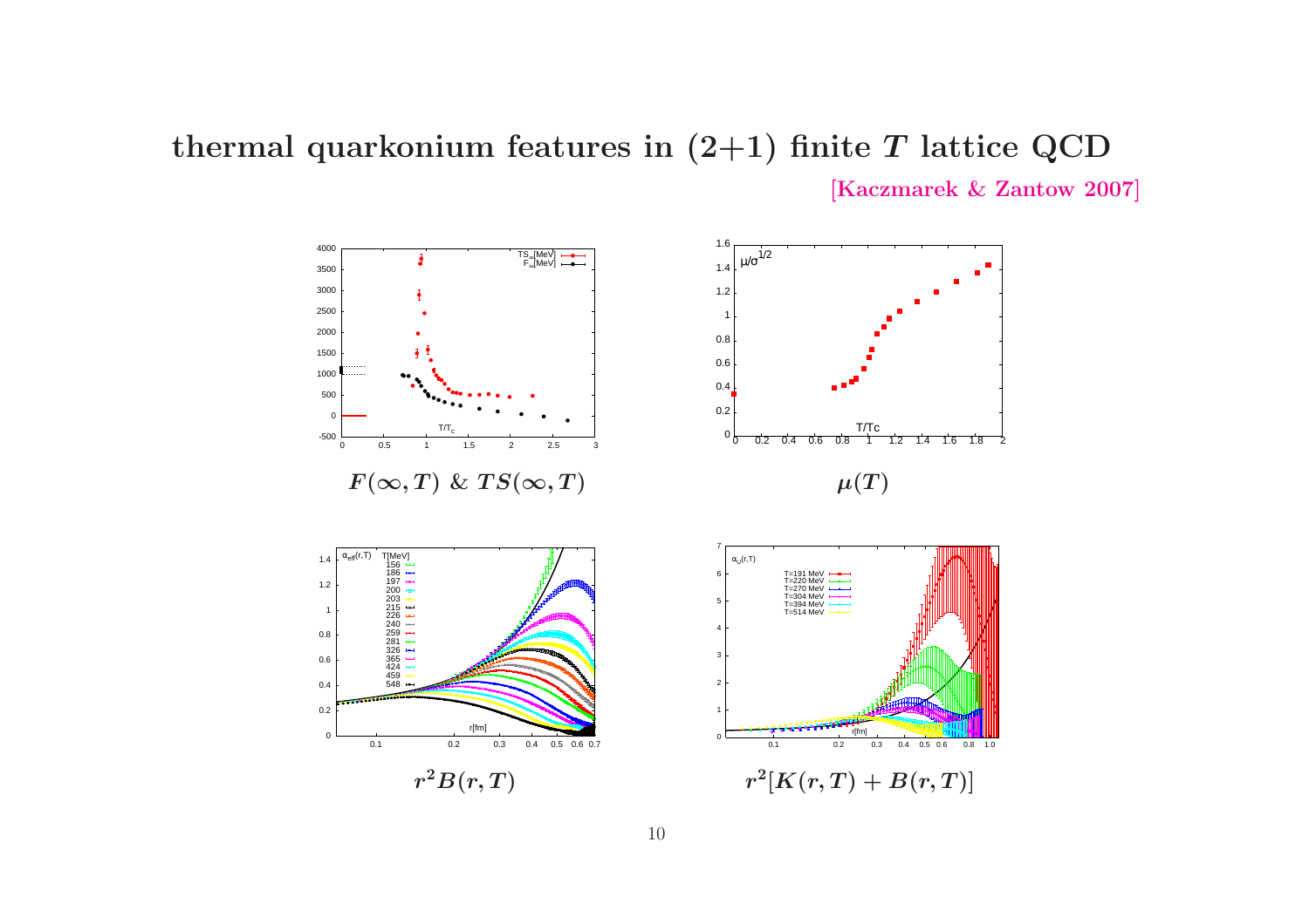# thermal quarkonium features in (2+1) finite $T$ lattice QCD

**[Kaczmarek & Zantow 2007]**

4000
3500
3000
2500
2000
1500
1000
500
0
-500
0 0.5 1 1.5 2 2.5 3
$TS_\infty$[MeV]
$F_\infty$[MeV]
$T/T_c$

$F(\infty, T)$ & $TS(\infty, T)$

1.6
1.4
1.2
1
0.8
0.6
0.4
0.2
0
0 0.2 0.4 0.6 0.8 1 1.2 1.4 1.6 1.8 2
$\mu/\sigma^{1/2}$
T/Tc

$\mu(T)$

$\alpha_{eff}(r,T)$ T[MeV]
156
186
197
200
203
215
226
240
259
281
326
365
424
459
548
1.4
1.2
1
0.8
0.6
0.4
0.2
0
0.1 0.2 0.3 0.4 0.5 0.6 0.7
r[fm]

$r^2 B(r, T)$

7
6
5
4
3
2
1
0
$\alpha_U(r,T)$
T=191 MeV
T=220 MeV
T=270 MeV
T=304 MeV
T=394 MeV
T=514 MeV
0.1 0.2 0.3 0.4 0.5 0.6 0.8 1.0
r[fm]

$r^2[K(r, T) + B(r, T)]$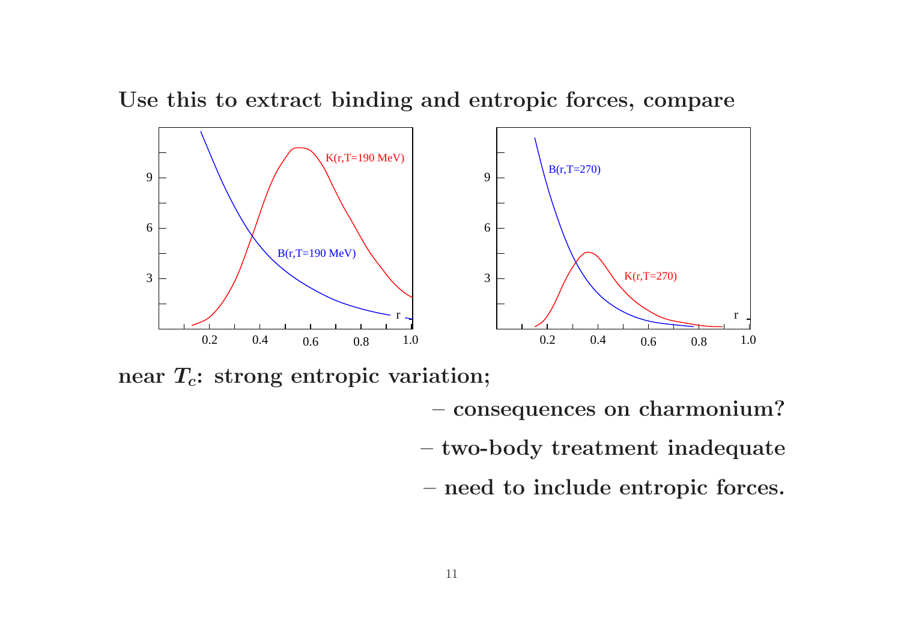**Use this to extract binding and entropic forces, compare**

K(r,T=190 MeV)

B(r,T=190 MeV)

9

6

3

0.2 0.4 0.6 0.8 1.0

r

B(r,T=270)

K(r,T=270)

9

6

3

0.2 0.4 0.6 0.8 1.0

r

**near $T_c$: strong entropic variation;**

– **consequences on charmonium?**

– **two-body treatment inadequate**

– **need to include entropic forces.**